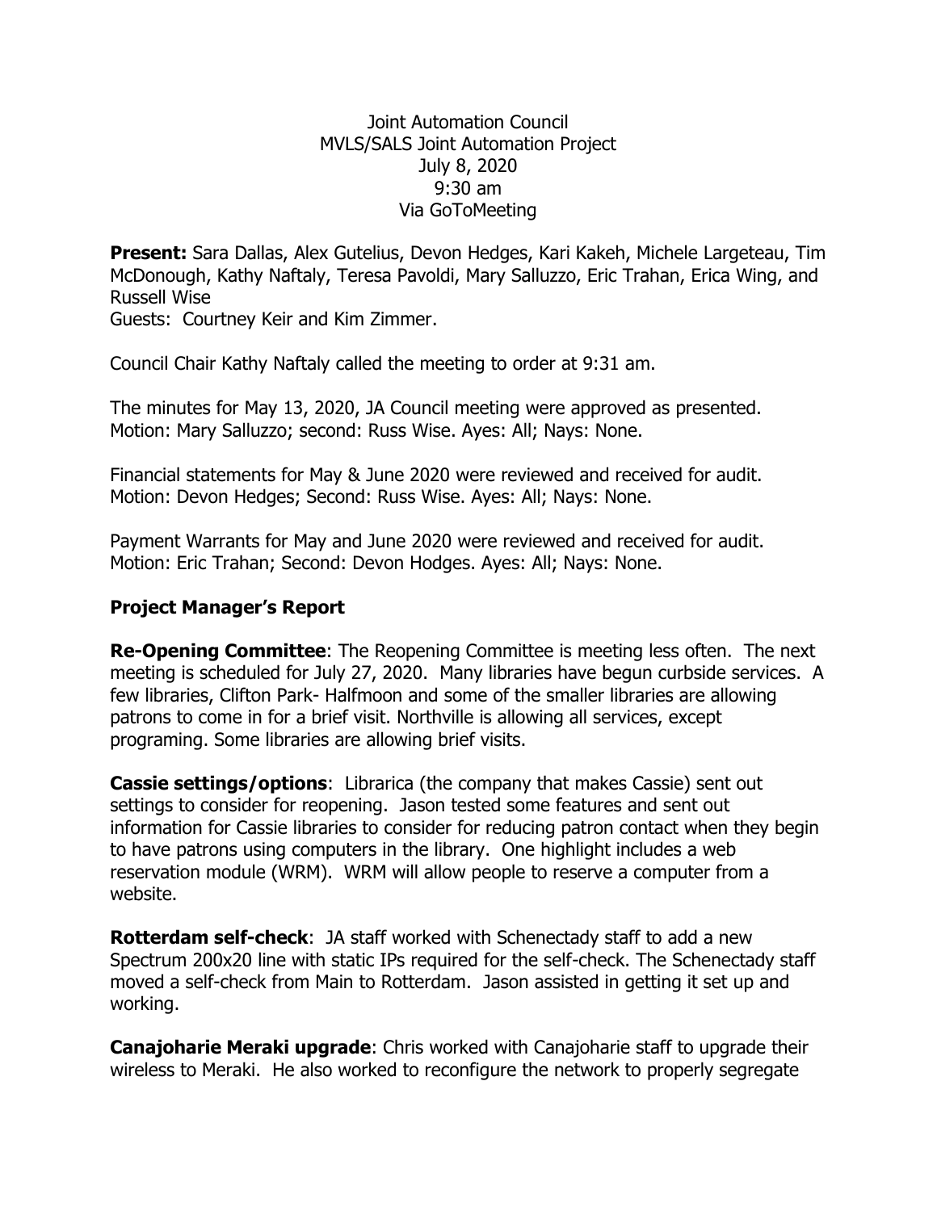Joint Automation Council
MVLS/SALS Joint Automation Project
July 8, 2020
9:30 am
Via GoToMeeting

**Present:** Sara Dallas, Alex Gutelius, Devon Hedges, Kari Kakeh, Michele Largeteau, Tim McDonough, Kathy Naftaly, Teresa Pavoldi, Mary Salluzzo, Eric Trahan, Erica Wing, and Russell Wise
Guests: Courtney Keir and Kim Zimmer.

Council Chair Kathy Naftaly called the meeting to order at 9:31 am.

The minutes for May 13, 2020, JA Council meeting were approved as presented. Motion: Mary Salluzzo; second: Russ Wise. Ayes: All; Nays: None.

Financial statements for May & June 2020 were reviewed and received for audit. Motion: Devon Hedges; Second: Russ Wise. Ayes: All; Nays: None.

Payment Warrants for May and June 2020 were reviewed and received for audit. Motion: Eric Trahan; Second: Devon Hodges. Ayes: All; Nays: None.

## Project Manager's Report

**Re-Opening Committee**: The Reopening Committee is meeting less often. The next meeting is scheduled for July 27, 2020. Many libraries have begun curbside services. A few libraries, Clifton Park- Halfmoon and some of the smaller libraries are allowing patrons to come in for a brief visit. Northville is allowing all services, except programing. Some libraries are allowing brief visits.

**Cassie settings/options**: Librarica (the company that makes Cassie) sent out settings to consider for reopening. Jason tested some features and sent out information for Cassie libraries to consider for reducing patron contact when they begin to have patrons using computers in the library. One highlight includes a web reservation module (WRM). WRM will allow people to reserve a computer from a website.

**Rotterdam self-check**: JA staff worked with Schenectady staff to add a new Spectrum 200x20 line with static IPs required for the self-check. The Schenectady staff moved a self-check from Main to Rotterdam. Jason assisted in getting it set up and working.

**Canajoharie Meraki upgrade**: Chris worked with Canajoharie staff to upgrade their wireless to Meraki. He also worked to reconfigure the network to properly segregate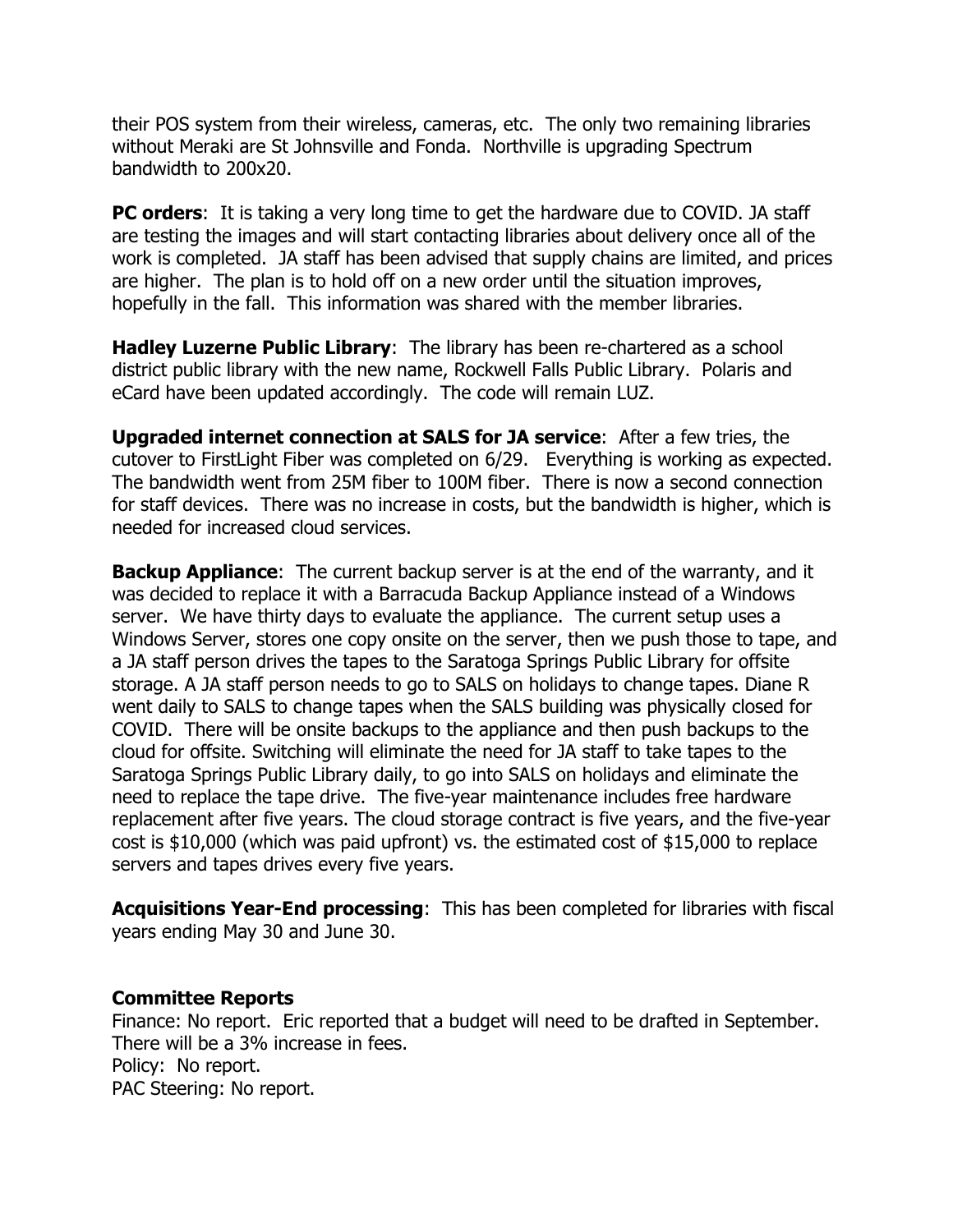their POS system from their wireless, cameras, etc. The only two remaining libraries without Meraki are St Johnsville and Fonda. Northville is upgrading Spectrum bandwidth to 200x20.

**PC orders**: It is taking a very long time to get the hardware due to COVID. JA staff are testing the images and will start contacting libraries about delivery once all of the work is completed. JA staff has been advised that supply chains are limited, and prices are higher. The plan is to hold off on a new order until the situation improves, hopefully in the fall. This information was shared with the member libraries.

**Hadley Luzerne Public Library**: The library has been re-chartered as a school district public library with the new name, Rockwell Falls Public Library. Polaris and eCard have been updated accordingly. The code will remain LUZ.

**Upgraded internet connection at SALS for JA service**: After a few tries, the cutover to FirstLight Fiber was completed on 6/29. Everything is working as expected. The bandwidth went from 25M fiber to 100M fiber. There is now a second connection for staff devices. There was no increase in costs, but the bandwidth is higher, which is needed for increased cloud services.

**Backup Appliance**: The current backup server is at the end of the warranty, and it was decided to replace it with a Barracuda Backup Appliance instead of a Windows server. We have thirty days to evaluate the appliance. The current setup uses a Windows Server, stores one copy onsite on the server, then we push those to tape, and a JA staff person drives the tapes to the Saratoga Springs Public Library for offsite storage. A JA staff person needs to go to SALS on holidays to change tapes. Diane R went daily to SALS to change tapes when the SALS building was physically closed for COVID. There will be onsite backups to the appliance and then push backups to the cloud for offsite. Switching will eliminate the need for JA staff to take tapes to the Saratoga Springs Public Library daily, to go into SALS on holidays and eliminate the need to replace the tape drive. The five-year maintenance includes free hardware replacement after five years. The cloud storage contract is five years, and the five-year cost is $10,000 (which was paid upfront) vs. the estimated cost of $15,000 to replace servers and tapes drives every five years.

**Acquisitions Year-End processing**: This has been completed for libraries with fiscal years ending May 30 and June 30.

**Committee Reports**

Finance: No report. Eric reported that a budget will need to be drafted in September. There will be a 3% increase in fees.

Policy: No report.

PAC Steering: No report.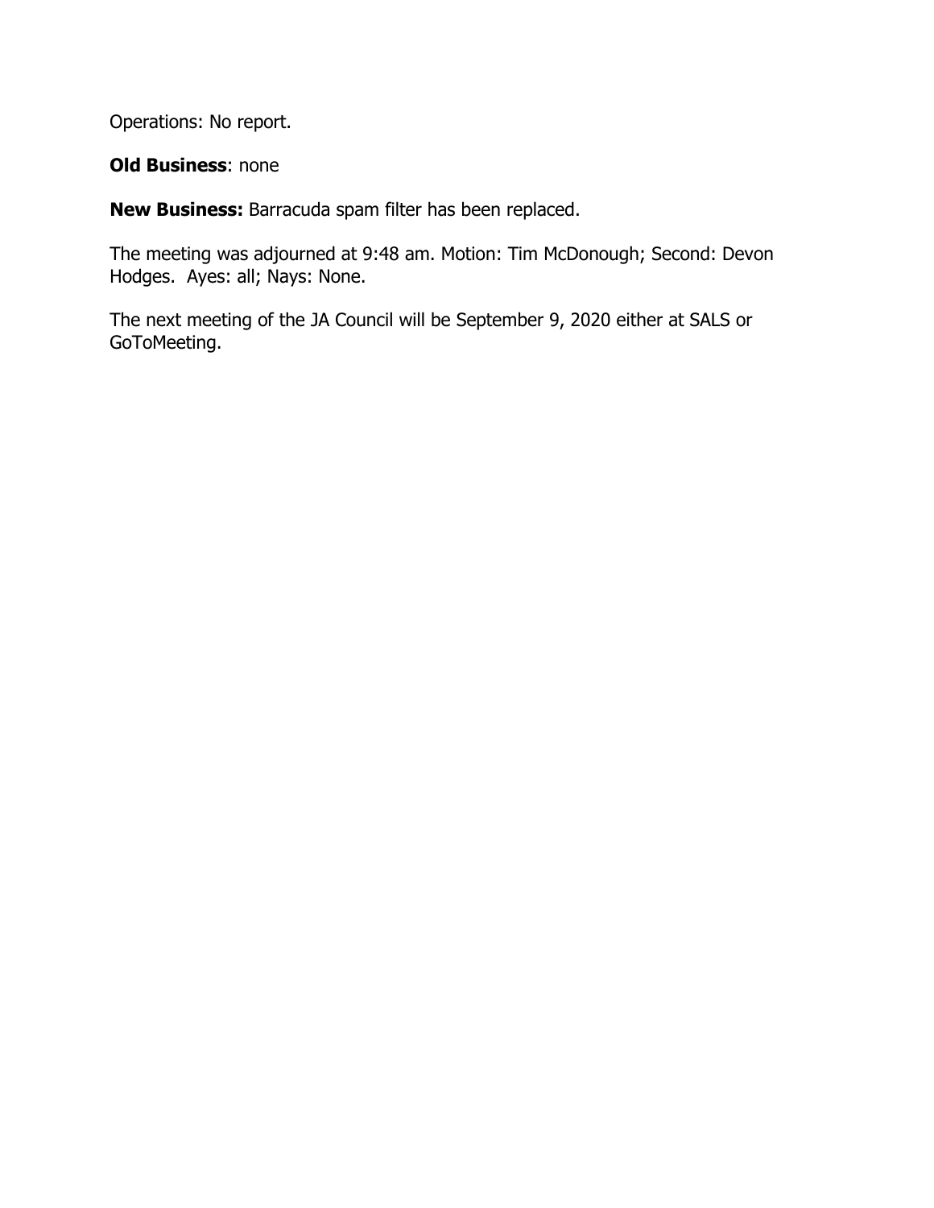Operations: No report.

**Old Business**: none

**New Business:** Barracuda spam filter has been replaced.

The meeting was adjourned at 9:48 am. Motion: Tim McDonough; Second: Devon Hodges. Ayes: all; Nays: None.

The next meeting of the JA Council will be September 9, 2020 either at SALS or GoToMeeting.